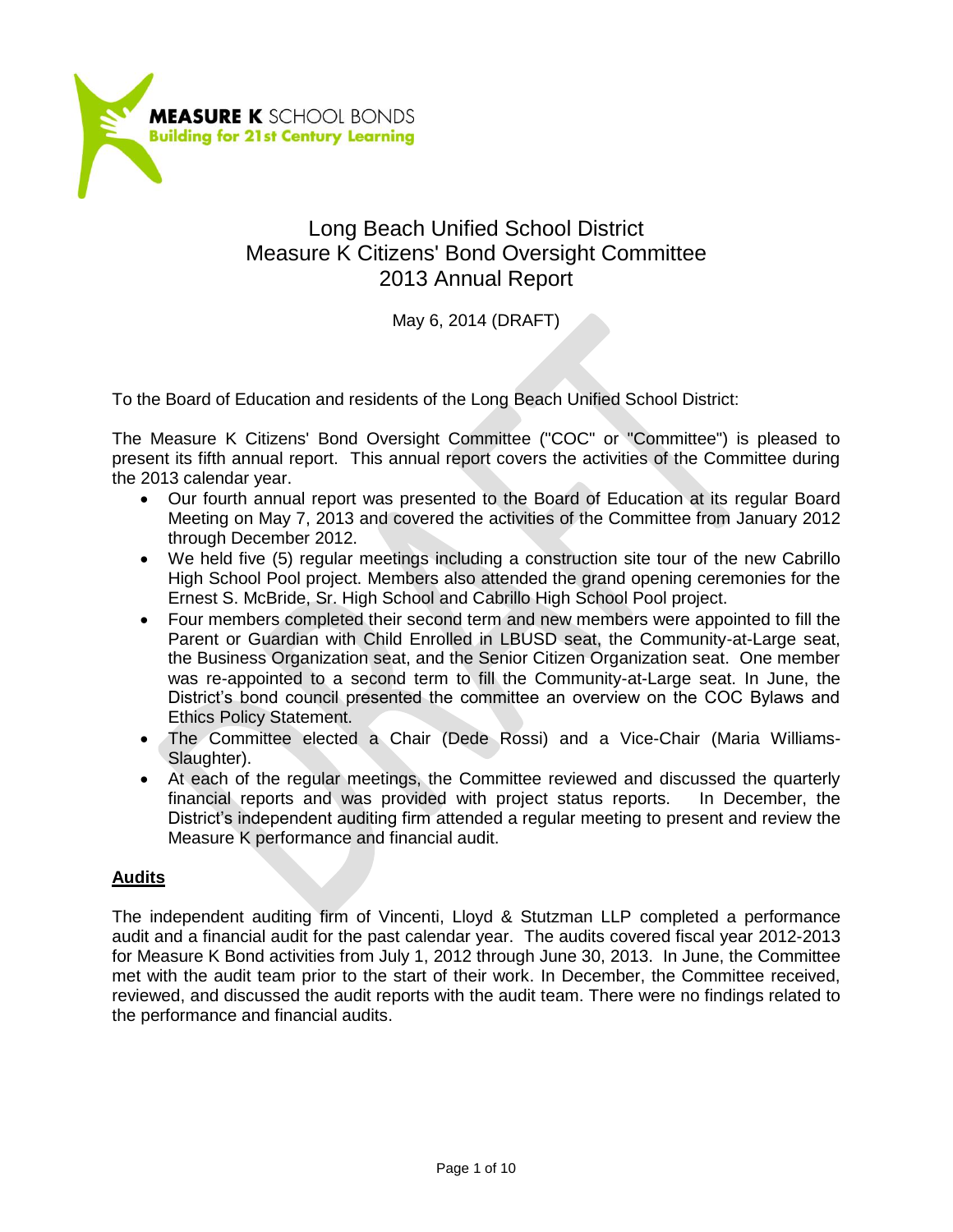**MEASURE K** SCHOOL BONDS
**Building for 21st Century Learning**

# Long Beach Unified School District
# Measure K Citizens' Bond Oversight Committee
# 2013 Annual Report

May 6, 2014 (DRAFT)

To the Board of Education and residents of the Long Beach Unified School District:

The Measure K Citizens' Bond Oversight Committee ("COC" or "Committee") is pleased to present its fifth annual report. This annual report covers the activities of the Committee during the 2013 calendar year.

- Our fourth annual report was presented to the Board of Education at its regular Board Meeting on May 7, 2013 and covered the activities of the Committee from January 2012 through December 2012.
- We held five (5) regular meetings including a construction site tour of the new Cabrillo High School Pool project. Members also attended the grand opening ceremonies for the Ernest S. McBride, Sr. High School and Cabrillo High School Pool project.
- Four members completed their second term and new members were appointed to fill the Parent or Guardian with Child Enrolled in LBUSD seat, the Community-at-Large seat, the Business Organization seat, and the Senior Citizen Organization seat. One member was re-appointed to a second term to fill the Community-at-Large seat. In June, the District's bond council presented the committee an overview on the COC Bylaws and Ethics Policy Statement.
- The Committee elected a Chair (Dede Rossi) and a Vice-Chair (Maria Williams-Slaughter).
- At each of the regular meetings, the Committee reviewed and discussed the quarterly financial reports and was provided with project status reports. In December, the District's independent auditing firm attended a regular meeting to present and review the Measure K performance and financial audit.

## Audits

The independent auditing firm of Vincenti, Lloyd & Stutzman LLP completed a performance audit and a financial audit for the past calendar year. The audits covered fiscal year 2012-2013 for Measure K Bond activities from July 1, 2012 through June 30, 2013. In June, the Committee met with the audit team prior to the start of their work. In December, the Committee received, reviewed, and discussed the audit reports with the audit team. There were no findings related to the performance and financial audits.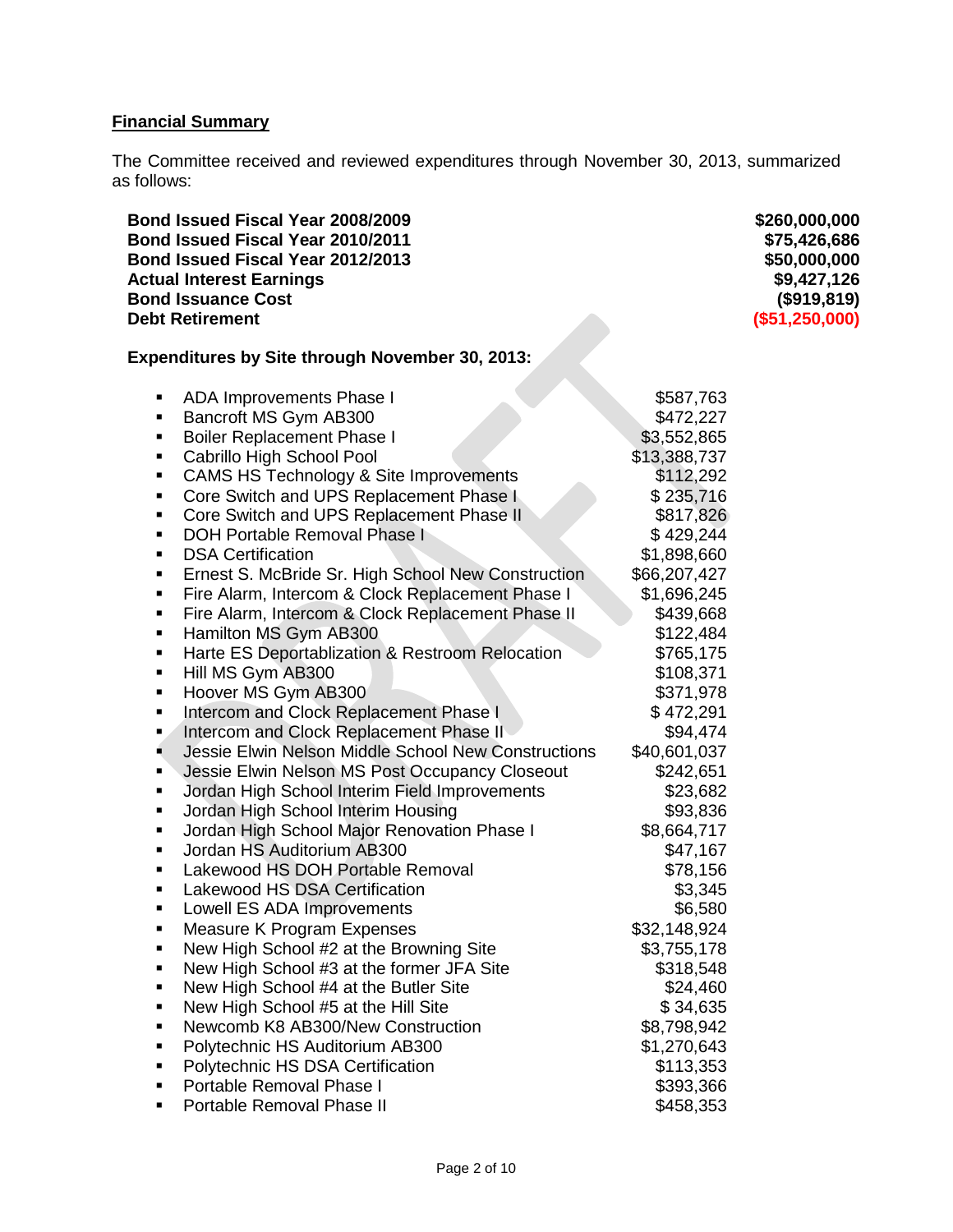**Financial Summary**

The Committee received and reviewed expenditures through November 30, 2013, summarized as follows:

| | |
|---|---|
| **Bond Issued Fiscal Year 2008/2009** | **$260,000,000** |
| **Bond Issued Fiscal Year 2010/2011** | **$75,426,686** |
| **Bond Issued Fiscal Year 2012/2013** | **$50,000,000** |
| **Actual Interest Earnings** | **$9,427,126** |
| **Bond Issuance Cost** | **($919,819)** |
| **Debt Retirement** | **($51,250,000)** |

**Expenditures by Site through November 30, 2013:**

| | |
|---|---|
| ADA Improvements Phase I | $587,763 |
| Bancroft MS Gym AB300 | $472,227 |
| Boiler Replacement Phase I | $3,552,865 |
| Cabrillo High School Pool | $13,388,737 |
| CAMS HS Technology & Site Improvements | $112,292 |
| Core Switch and UPS Replacement Phase I | $ 235,716 |
| Core Switch and UPS Replacement Phase II | $817,826 |
| DOH Portable Removal Phase I | $ 429,244 |
| DSA Certification | $1,898,660 |
| Ernest S. McBride Sr. High School New Construction | $66,207,427 |
| Fire Alarm, Intercom & Clock Replacement Phase I | $1,696,245 |
| Fire Alarm, Intercom & Clock Replacement Phase II | $439,668 |
| Hamilton MS Gym AB300 | $122,484 |
| Harte ES Deportablization & Restroom Relocation | $765,175 |
| Hill MS Gym AB300 | $108,371 |
| Hoover MS Gym AB300 | $371,978 |
| Intercom and Clock Replacement Phase I | $ 472,291 |
| Intercom and Clock Replacement Phase II | $94,474 |
| Jessie Elwin Nelson Middle School New Constructions | $40,601,037 |
| Jessie Elwin Nelson MS Post Occupancy Closeout | $242,651 |
| Jordan High School Interim Field Improvements | $23,682 |
| Jordan High School Interim Housing | $93,836 |
| Jordan High School Major Renovation Phase I | $8,664,717 |
| Jordan HS Auditorium AB300 | $47,167 |
| Lakewood HS DOH Portable Removal | $78,156 |
| Lakewood HS DSA Certification | $3,345 |
| Lowell ES ADA Improvements | $6,580 |
| Measure K Program Expenses | $32,148,924 |
| New High School #2 at the Browning Site | $3,755,178 |
| New High School #3 at the former JFA Site | $318,548 |
| New High School #4 at the Butler Site | $24,460 |
| New High School #5 at the Hill Site | $ 34,635 |
| Newcomb K8 AB300/New Construction | $8,798,942 |
| Polytechnic HS Auditorium AB300 | $1,270,643 |
| Polytechnic HS DSA Certification | $113,353 |
| Portable Removal Phase I | $393,366 |
| Portable Removal Phase II | $458,353 |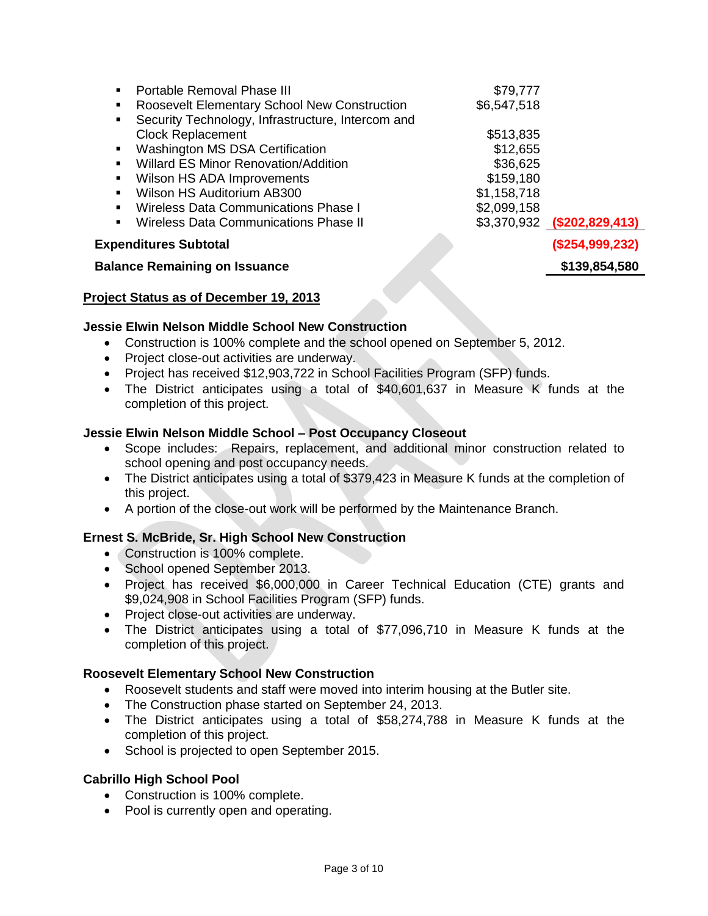| Item | Amount | Total |
|---|---|---|
| ▪ Portable Removal Phase III | $79,777 | |
| ▪ Roosevelt Elementary School New Construction | $6,547,518 | |
| ▪ Security Technology, Infrastructure, Intercom and Clock Replacement | $513,835 | |
| ▪ Washington MS DSA Certification | $12,655 | |
| ▪ Willard ES Minor Renovation/Addition | $36,625 | |
| ▪ Wilson HS ADA Improvements | $159,180 | |
| ▪ Wilson HS Auditorium AB300 | $1,158,718 | |
| ▪ Wireless Data Communications Phase I | $2,099,158 | |
| ▪ Wireless Data Communications Phase II | $3,370,932 | ($202,829,413) |
| **Expenditures Subtotal** | | **($254,999,232)** |
| **Balance Remaining on Issuance** | | **$139,854,580** |

**Project Status as of December 19, 2013**

**Jessie Elwin Nelson Middle School New Construction**

- Construction is 100% complete and the school opened on September 5, 2012.
- Project close-out activities are underway.
- Project has received $12,903,722 in School Facilities Program (SFP) funds.
- The District anticipates using a total of $40,601,637 in Measure K funds at the completion of this project.

**Jessie Elwin Nelson Middle School – Post Occupancy Closeout**

- Scope includes: Repairs, replacement, and additional minor construction related to school opening and post occupancy needs.
- The District anticipates using a total of $379,423 in Measure K funds at the completion of this project.
- A portion of the close-out work will be performed by the Maintenance Branch.

**Ernest S. McBride, Sr. High School New Construction**

- Construction is 100% complete.
- School opened September 2013.
- Project has received $6,000,000 in Career Technical Education (CTE) grants and $9,024,908 in School Facilities Program (SFP) funds.
- Project close-out activities are underway.
- The District anticipates using a total of $77,096,710 in Measure K funds at the completion of this project.

**Roosevelt Elementary School New Construction**

- Roosevelt students and staff were moved into interim housing at the Butler site.
- The Construction phase started on September 24, 2013.
- The District anticipates using a total of $58,274,788 in Measure K funds at the completion of this project.
- School is projected to open September 2015.

**Cabrillo High School Pool**

- Construction is 100% complete.
- Pool is currently open and operating.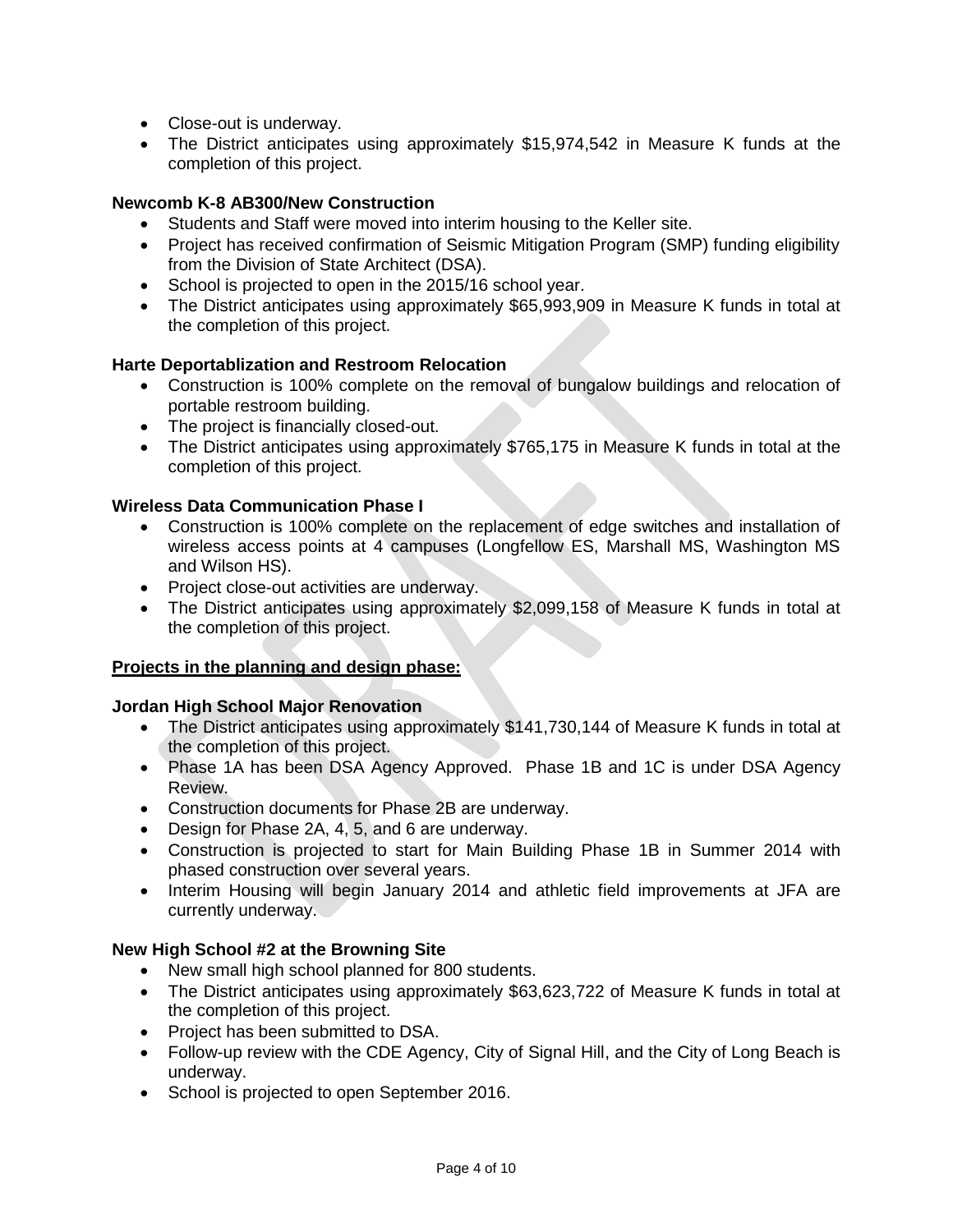- Close-out is underway.
- The District anticipates using approximately $15,974,542 in Measure K funds at the completion of this project.

**Newcomb K-8 AB300/New Construction**

- Students and Staff were moved into interim housing to the Keller site.
- Project has received confirmation of Seismic Mitigation Program (SMP) funding eligibility from the Division of State Architect (DSA).
- School is projected to open in the 2015/16 school year.
- The District anticipates using approximately $65,993,909 in Measure K funds in total at the completion of this project.

**Harte Deportablization and Restroom Relocation**

- Construction is 100% complete on the removal of bungalow buildings and relocation of portable restroom building.
- The project is financially closed-out.
- The District anticipates using approximately $765,175 in Measure K funds in total at the completion of this project.

**Wireless Data Communication Phase I**

- Construction is 100% complete on the replacement of edge switches and installation of wireless access points at 4 campuses (Longfellow ES, Marshall MS, Washington MS and Wilson HS).
- Project close-out activities are underway.
- The District anticipates using approximately $2,099,158 of Measure K funds in total at the completion of this project.

**<u>Projects in the planning and design phase:</u>**

**Jordan High School Major Renovation**

- The District anticipates using approximately $141,730,144 of Measure K funds in total at the completion of this project.
- Phase 1A has been DSA Agency Approved. Phase 1B and 1C is under DSA Agency Review.
- Construction documents for Phase 2B are underway.
- Design for Phase 2A, 4, 5, and 6 are underway.
- Construction is projected to start for Main Building Phase 1B in Summer 2014 with phased construction over several years.
- Interim Housing will begin January 2014 and athletic field improvements at JFA are currently underway.

**New High School #2 at the Browning Site**

- New small high school planned for 800 students.
- The District anticipates using approximately $63,623,722 of Measure K funds in total at the completion of this project.
- Project has been submitted to DSA.
- Follow-up review with the CDE Agency, City of Signal Hill, and the City of Long Beach is underway.
- School is projected to open September 2016.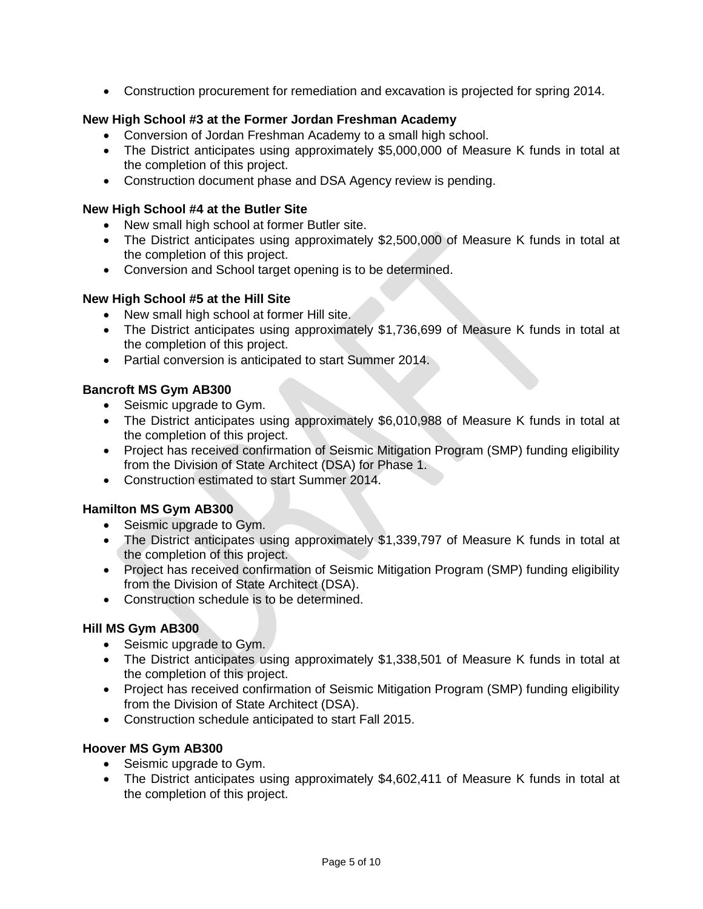- Construction procurement for remediation and excavation is projected for spring 2014.

**New High School #3 at the Former Jordan Freshman Academy**

- Conversion of Jordan Freshman Academy to a small high school.
- The District anticipates using approximately $5,000,000 of Measure K funds in total at the completion of this project.
- Construction document phase and DSA Agency review is pending.

**New High School #4 at the Butler Site**

- New small high school at former Butler site.
- The District anticipates using approximately $2,500,000 of Measure K funds in total at the completion of this project.
- Conversion and School target opening is to be determined.

**New High School #5 at the Hill Site**

- New small high school at former Hill site.
- The District anticipates using approximately $1,736,699 of Measure K funds in total at the completion of this project.
- Partial conversion is anticipated to start Summer 2014.

**Bancroft MS Gym AB300**

- Seismic upgrade to Gym.
- The District anticipates using approximately $6,010,988 of Measure K funds in total at the completion of this project.
- Project has received confirmation of Seismic Mitigation Program (SMP) funding eligibility from the Division of State Architect (DSA) for Phase 1.
- Construction estimated to start Summer 2014.

**Hamilton MS Gym AB300**

- Seismic upgrade to Gym.
- The District anticipates using approximately $1,339,797 of Measure K funds in total at the completion of this project.
- Project has received confirmation of Seismic Mitigation Program (SMP) funding eligibility from the Division of State Architect (DSA).
- Construction schedule is to be determined.

**Hill MS Gym AB300**

- Seismic upgrade to Gym.
- The District anticipates using approximately $1,338,501 of Measure K funds in total at the completion of this project.
- Project has received confirmation of Seismic Mitigation Program (SMP) funding eligibility from the Division of State Architect (DSA).
- Construction schedule anticipated to start Fall 2015.

**Hoover MS Gym AB300**

- Seismic upgrade to Gym.
- The District anticipates using approximately $4,602,411 of Measure K funds in total at the completion of this project.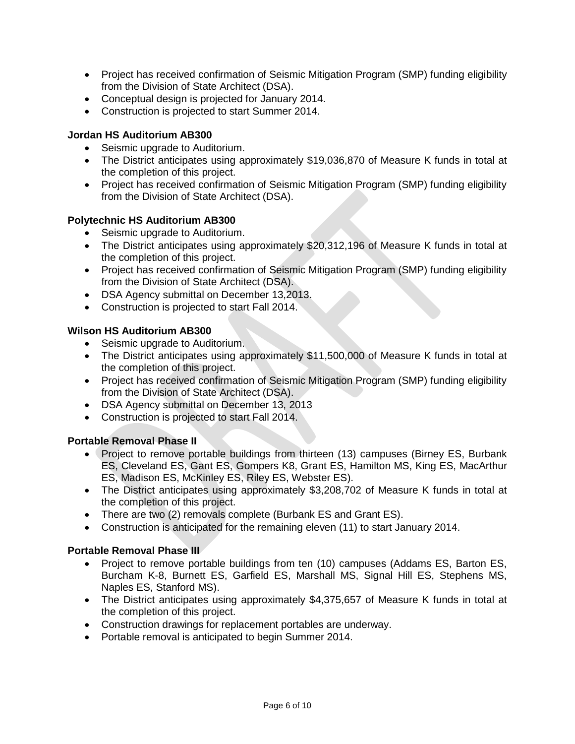- Project has received confirmation of Seismic Mitigation Program (SMP) funding eligibility from the Division of State Architect (DSA).
- Conceptual design is projected for January 2014.
- Construction is projected to start Summer 2014.

**Jordan HS Auditorium AB300**

- Seismic upgrade to Auditorium.
- The District anticipates using approximately $19,036,870 of Measure K funds in total at the completion of this project.
- Project has received confirmation of Seismic Mitigation Program (SMP) funding eligibility from the Division of State Architect (DSA).

**Polytechnic HS Auditorium AB300**

- Seismic upgrade to Auditorium.
- The District anticipates using approximately $20,312,196 of Measure K funds in total at the completion of this project.
- Project has received confirmation of Seismic Mitigation Program (SMP) funding eligibility from the Division of State Architect (DSA).
- DSA Agency submittal on December 13,2013.
- Construction is projected to start Fall 2014.

**Wilson HS Auditorium AB300**

- Seismic upgrade to Auditorium.
- The District anticipates using approximately $11,500,000 of Measure K funds in total at the completion of this project.
- Project has received confirmation of Seismic Mitigation Program (SMP) funding eligibility from the Division of State Architect (DSA).
- DSA Agency submittal on December 13, 2013
- Construction is projected to start Fall 2014.

**Portable Removal Phase II**

- Project to remove portable buildings from thirteen (13) campuses (Birney ES, Burbank ES, Cleveland ES, Gant ES, Gompers K8, Grant ES, Hamilton MS, King ES, MacArthur ES, Madison ES, McKinley ES, Riley ES, Webster ES).
- The District anticipates using approximately $3,208,702 of Measure K funds in total at the completion of this project.
- There are two (2) removals complete (Burbank ES and Grant ES).
- Construction is anticipated for the remaining eleven (11) to start January 2014.

**Portable Removal Phase III**

- Project to remove portable buildings from ten (10) campuses (Addams ES, Barton ES, Burcham K-8, Burnett ES, Garfield ES, Marshall MS, Signal Hill ES, Stephens MS, Naples ES, Stanford MS).
- The District anticipates using approximately $4,375,657 of Measure K funds in total at the completion of this project.
- Construction drawings for replacement portables are underway.
- Portable removal is anticipated to begin Summer 2014.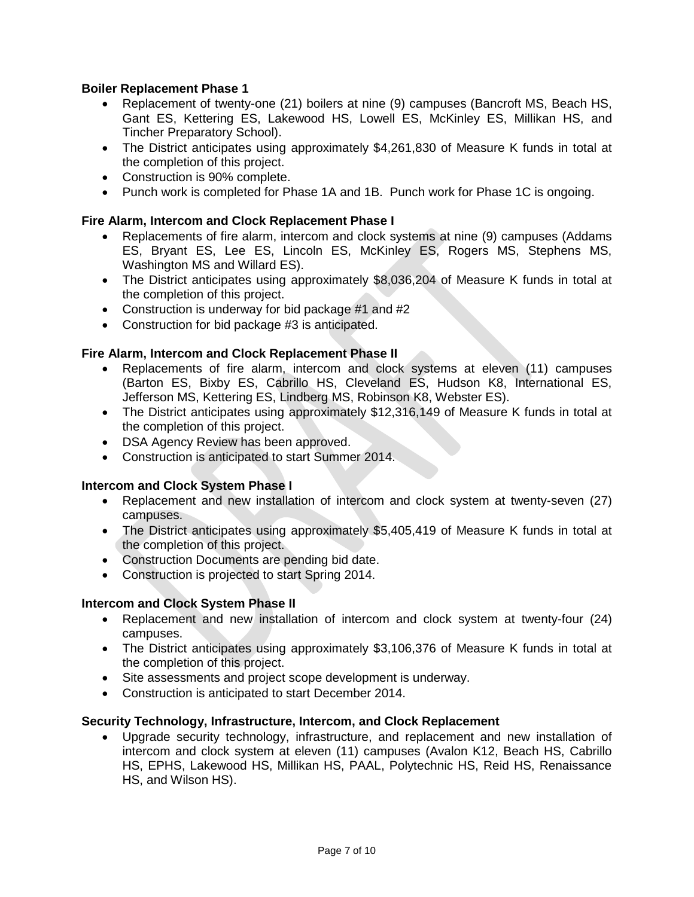**Boiler Replacement Phase 1**

- Replacement of twenty-one (21) boilers at nine (9) campuses (Bancroft MS, Beach HS, Gant ES, Kettering ES, Lakewood HS, Lowell ES, McKinley ES, Millikan HS, and Tincher Preparatory School).
- The District anticipates using approximately $4,261,830 of Measure K funds in total at the completion of this project.
- Construction is 90% complete.
- Punch work is completed for Phase 1A and 1B. Punch work for Phase 1C is ongoing.

**Fire Alarm, Intercom and Clock Replacement Phase I**

- Replacements of fire alarm, intercom and clock systems at nine (9) campuses (Addams ES, Bryant ES, Lee ES, Lincoln ES, McKinley ES, Rogers MS, Stephens MS, Washington MS and Willard ES).
- The District anticipates using approximately $8,036,204 of Measure K funds in total at the completion of this project.
- Construction is underway for bid package #1 and #2
- Construction for bid package #3 is anticipated.

**Fire Alarm, Intercom and Clock Replacement Phase II**

- Replacements of fire alarm, intercom and clock systems at eleven (11) campuses (Barton ES, Bixby ES, Cabrillo HS, Cleveland ES, Hudson K8, International ES, Jefferson MS, Kettering ES, Lindberg MS, Robinson K8, Webster ES).
- The District anticipates using approximately $12,316,149 of Measure K funds in total at the completion of this project.
- DSA Agency Review has been approved.
- Construction is anticipated to start Summer 2014.

**Intercom and Clock System Phase I**

- Replacement and new installation of intercom and clock system at twenty-seven (27) campuses.
- The District anticipates using approximately $5,405,419 of Measure K funds in total at the completion of this project.
- Construction Documents are pending bid date.
- Construction is projected to start Spring 2014.

**Intercom and Clock System Phase II**

- Replacement and new installation of intercom and clock system at twenty-four (24) campuses.
- The District anticipates using approximately $3,106,376 of Measure K funds in total at the completion of this project.
- Site assessments and project scope development is underway.
- Construction is anticipated to start December 2014.

**Security Technology, Infrastructure, Intercom, and Clock Replacement**

- Upgrade security technology, infrastructure, and replacement and new installation of intercom and clock system at eleven (11) campuses (Avalon K12, Beach HS, Cabrillo HS, EPHS, Lakewood HS, Millikan HS, PAAL, Polytechnic HS, Reid HS, Renaissance HS, and Wilson HS).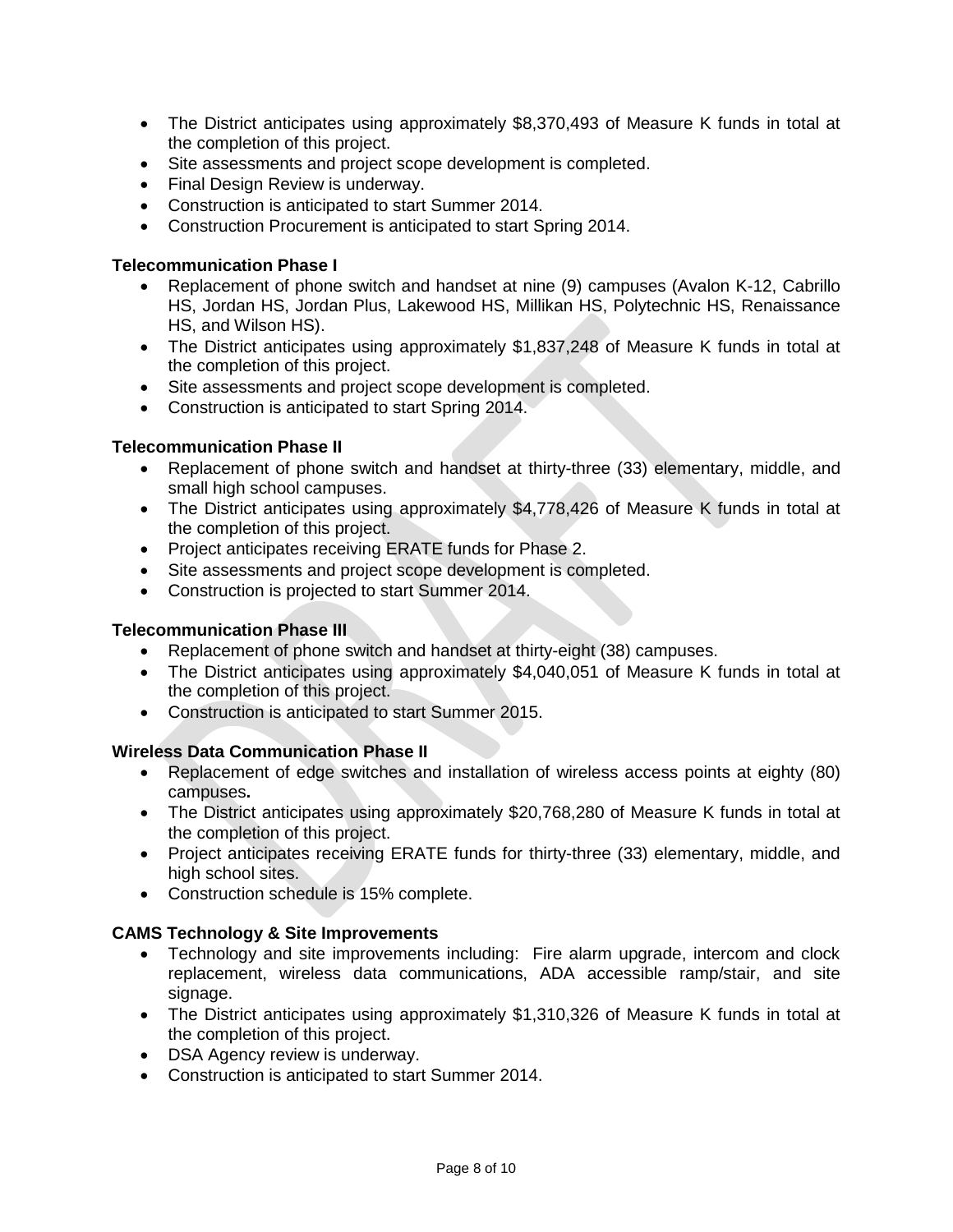- The District anticipates using approximately $8,370,493 of Measure K funds in total at the completion of this project.
- Site assessments and project scope development is completed.
- Final Design Review is underway.
- Construction is anticipated to start Summer 2014.
- Construction Procurement is anticipated to start Spring 2014.

**Telecommunication Phase I**

- Replacement of phone switch and handset at nine (9) campuses (Avalon K-12, Cabrillo HS, Jordan HS, Jordan Plus, Lakewood HS, Millikan HS, Polytechnic HS, Renaissance HS, and Wilson HS).
- The District anticipates using approximately $1,837,248 of Measure K funds in total at the completion of this project.
- Site assessments and project scope development is completed.
- Construction is anticipated to start Spring 2014.

**Telecommunication Phase II**

- Replacement of phone switch and handset at thirty-three (33) elementary, middle, and small high school campuses.
- The District anticipates using approximately $4,778,426 of Measure K funds in total at the completion of this project.
- Project anticipates receiving ERATE funds for Phase 2.
- Site assessments and project scope development is completed.
- Construction is projected to start Summer 2014.

**Telecommunication Phase III**

- Replacement of phone switch and handset at thirty-eight (38) campuses.
- The District anticipates using approximately $4,040,051 of Measure K funds in total at the completion of this project.
- Construction is anticipated to start Summer 2015.

**Wireless Data Communication Phase II**

- Replacement of edge switches and installation of wireless access points at eighty (80) campuses**.**
- The District anticipates using approximately $20,768,280 of Measure K funds in total at the completion of this project.
- Project anticipates receiving ERATE funds for thirty-three (33) elementary, middle, and high school sites.
- Construction schedule is 15% complete.

**CAMS Technology & Site Improvements**

- Technology and site improvements including: Fire alarm upgrade, intercom and clock replacement, wireless data communications, ADA accessible ramp/stair, and site signage.
- The District anticipates using approximately $1,310,326 of Measure K funds in total at the completion of this project.
- DSA Agency review is underway.
- Construction is anticipated to start Summer 2014.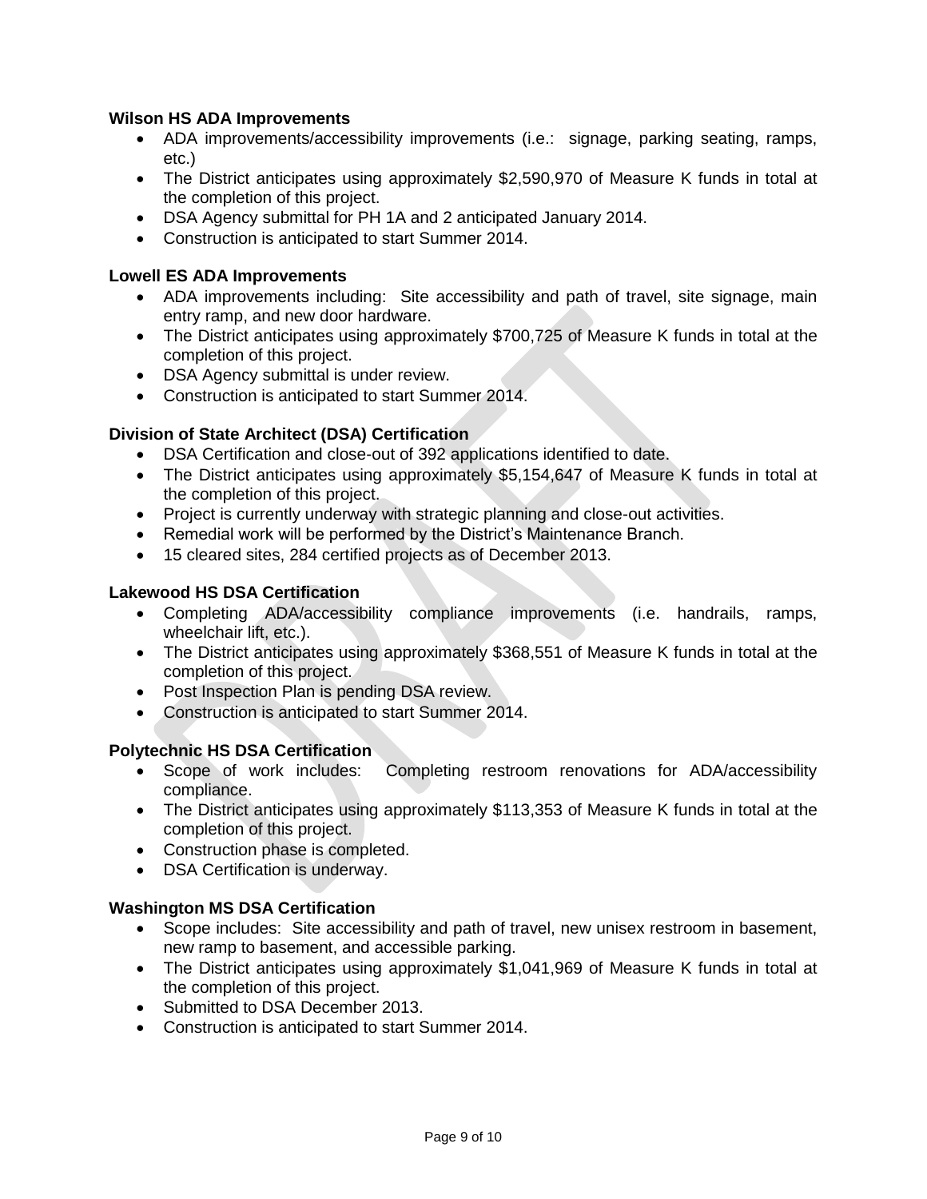**Wilson HS ADA Improvements**

- ADA improvements/accessibility improvements (i.e.: signage, parking seating, ramps, etc.)
- The District anticipates using approximately $2,590,970 of Measure K funds in total at the completion of this project.
- DSA Agency submittal for PH 1A and 2 anticipated January 2014.
- Construction is anticipated to start Summer 2014.

**Lowell ES ADA Improvements**

- ADA improvements including: Site accessibility and path of travel, site signage, main entry ramp, and new door hardware.
- The District anticipates using approximately $700,725 of Measure K funds in total at the completion of this project.
- DSA Agency submittal is under review.
- Construction is anticipated to start Summer 2014.

**Division of State Architect (DSA) Certification**

- DSA Certification and close-out of 392 applications identified to date.
- The District anticipates using approximately $5,154,647 of Measure K funds in total at the completion of this project.
- Project is currently underway with strategic planning and close-out activities.
- Remedial work will be performed by the District's Maintenance Branch.
- 15 cleared sites, 284 certified projects as of December 2013.

**Lakewood HS DSA Certification**

- Completing ADA/accessibility compliance improvements (i.e. handrails, ramps, wheelchair lift, etc.).
- The District anticipates using approximately $368,551 of Measure K funds in total at the completion of this project.
- Post Inspection Plan is pending DSA review.
- Construction is anticipated to start Summer 2014.

**Polytechnic HS DSA Certification**

- Scope of work includes: Completing restroom renovations for ADA/accessibility compliance.
- The District anticipates using approximately $113,353 of Measure K funds in total at the completion of this project.
- Construction phase is completed.
- DSA Certification is underway.

**Washington MS DSA Certification**

- Scope includes: Site accessibility and path of travel, new unisex restroom in basement, new ramp to basement, and accessible parking.
- The District anticipates using approximately $1,041,969 of Measure K funds in total at the completion of this project.
- Submitted to DSA December 2013.
- Construction is anticipated to start Summer 2014.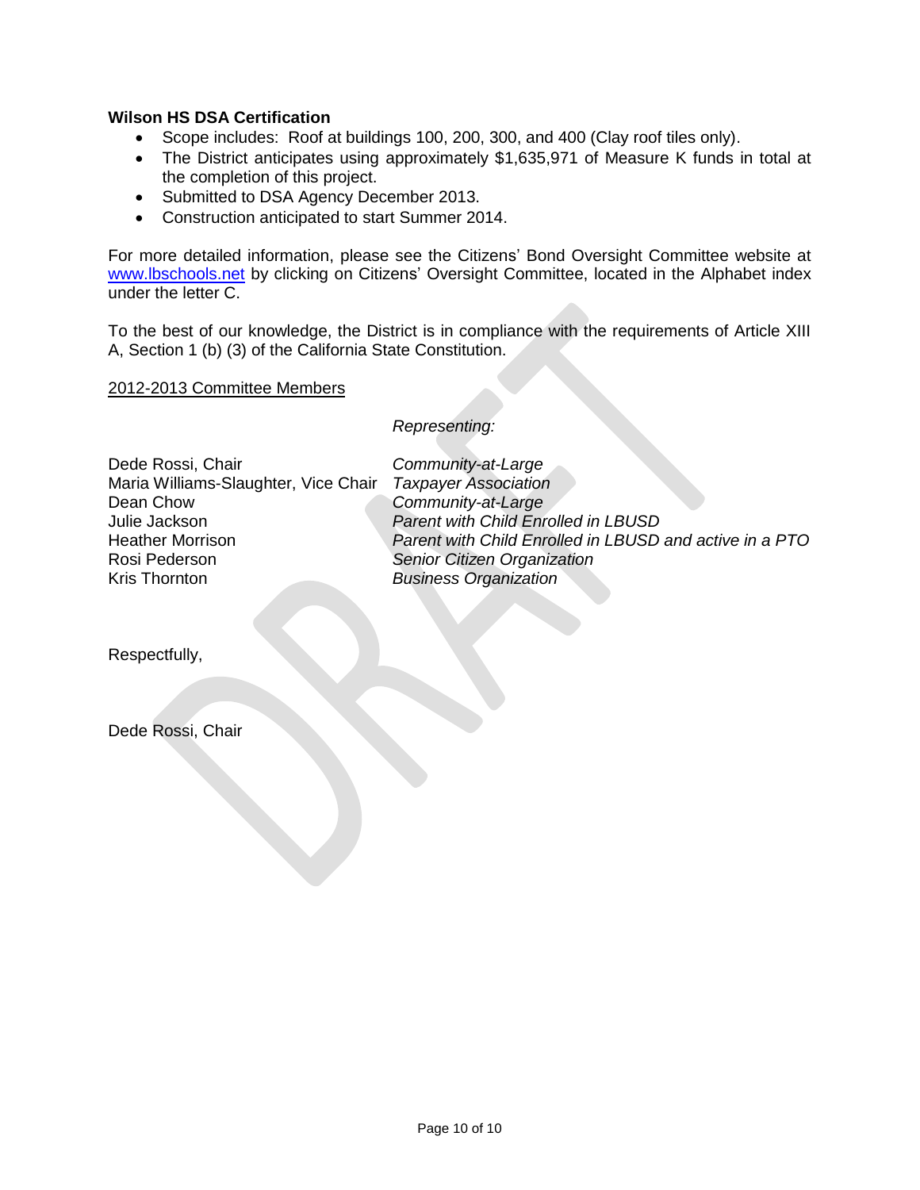**Wilson HS DSA Certification**

- Scope includes: Roof at buildings 100, 200, 300, and 400 (Clay roof tiles only).
- The District anticipates using approximately $1,635,971 of Measure K funds in total at the completion of this project.
- Submitted to DSA Agency December 2013.
- Construction anticipated to start Summer 2014.

For more detailed information, please see the Citizens' Bond Oversight Committee website at [www.lbschools.net](http://www.lbschools.net) by clicking on Citizens' Oversight Committee, located in the Alphabet index under the letter C.

To the best of our knowledge, the District is in compliance with the requirements of Article XIII A, Section 1 (b) (3) of the California State Constitution.

<u>2012-2013 Committee Members</u>

| | *Representing:* |
|---|---|
| Dede Rossi, Chair | *Community-at-Large* |
| Maria Williams-Slaughter, Vice Chair | *Taxpayer Association* |
| Dean Chow | *Community-at-Large* |
| Julie Jackson | *Parent with Child Enrolled in LBUSD* |
| Heather Morrison | *Parent with Child Enrolled in LBUSD and active in a PTO* |
| Rosi Pederson | *Senior Citizen Organization* |
| Kris Thornton | *Business Organization* |

Respectfully,

Dede Rossi, Chair